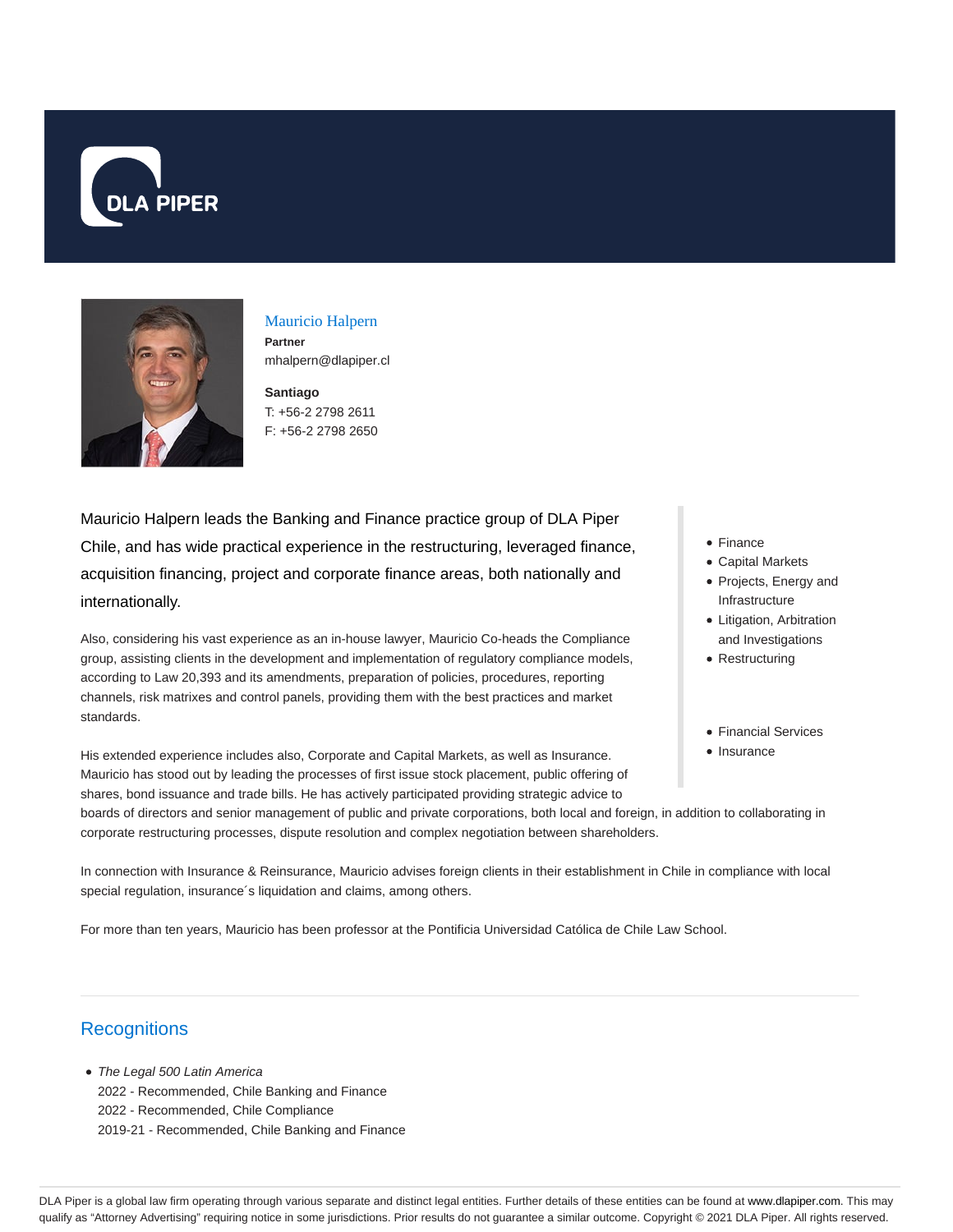DLA PIPER

# Mauricio Halpern

**Partner**
mhalpern@dlapiper.cl

**Santiago**
T: +56-2 2798 2611
F: +56-2 2798 2650

Mauricio Halpern leads the Banking and Finance practice group of DLA Piper Chile, and has wide practical experience in the restructuring, leveraged finance, acquisition financing, project and corporate finance areas, both nationally and internationally.

- Finance
- Capital Markets
- Projects, Energy and Infrastructure
- Litigation, Arbitration and Investigations
- Restructuring

- Financial Services
- Insurance

Also, considering his vast experience as an in-house lawyer, Mauricio Co-heads the Compliance group, assisting clients in the development and implementation of regulatory compliance models, according to Law 20,393 and its amendments, preparation of policies, procedures, reporting channels, risk matrixes and control panels, providing them with the best practices and market standards.

His extended experience includes also, Corporate and Capital Markets, as well as Insurance. Mauricio has stood out by leading the processes of first issue stock placement, public offering of shares, bond issuance and trade bills. He has actively participated providing strategic advice to boards of directors and senior management of public and private corporations, both local and foreign, in addition to collaborating in corporate restructuring processes, dispute resolution and complex negotiation between shareholders.

In connection with Insurance & Reinsurance, Mauricio advises foreign clients in their establishment in Chile in compliance with local special regulation, insurance´s liquidation and claims, among others.

For more than ten years, Mauricio has been professor at the Pontificia Universidad Católica de Chile Law School.

## Recognitions

- *The Legal 500 Latin America*
  2022 - Recommended, Chile Banking and Finance
  2022 - Recommended, Chile Compliance
  2019-21 - Recommended, Chile Banking and Finance

DLA Piper is a global law firm operating through various separate and distinct legal entities. Further details of these entities can be found at www.dlapiper.com. This may qualify as "Attorney Advertising" requiring notice in some jurisdictions. Prior results do not guarantee a similar outcome. Copyright © 2021 DLA Piper. All rights reserved.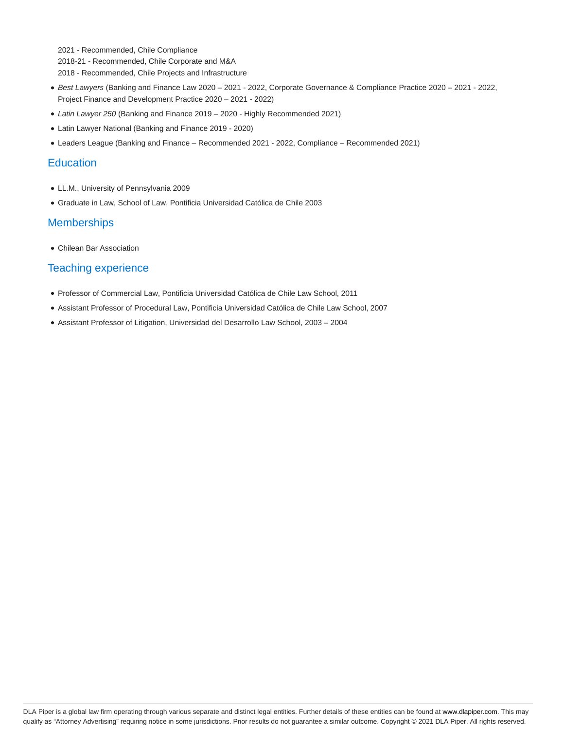2021 - Recommended, Chile Compliance
2018-21 - Recommended, Chile Corporate and M&A
2018 - Recommended, Chile Projects and Infrastructure

- *Best Lawyers* (Banking and Finance Law 2020 – 2021 - 2022, Corporate Governance & Compliance Practice 2020 – 2021 - 2022, Project Finance and Development Practice 2020 – 2021 - 2022)
- *Latin Lawyer 250* (Banking and Finance 2019 – 2020 - Highly Recommended 2021)
- Latin Lawyer National (Banking and Finance 2019 - 2020)
- Leaders League (Banking and Finance – Recommended 2021 - 2022, Compliance – Recommended 2021)

## Education

- LL.M., University of Pennsylvania 2009
- Graduate in Law, School of Law, Pontificia Universidad Católica de Chile 2003

## Memberships

- Chilean Bar Association

## Teaching experience

- Professor of Commercial Law, Pontificia Universidad Católica de Chile Law School, 2011
- Assistant Professor of Procedural Law, Pontificia Universidad Católica de Chile Law School, 2007
- Assistant Professor of Litigation, Universidad del Desarrollo Law School, 2003 – 2004